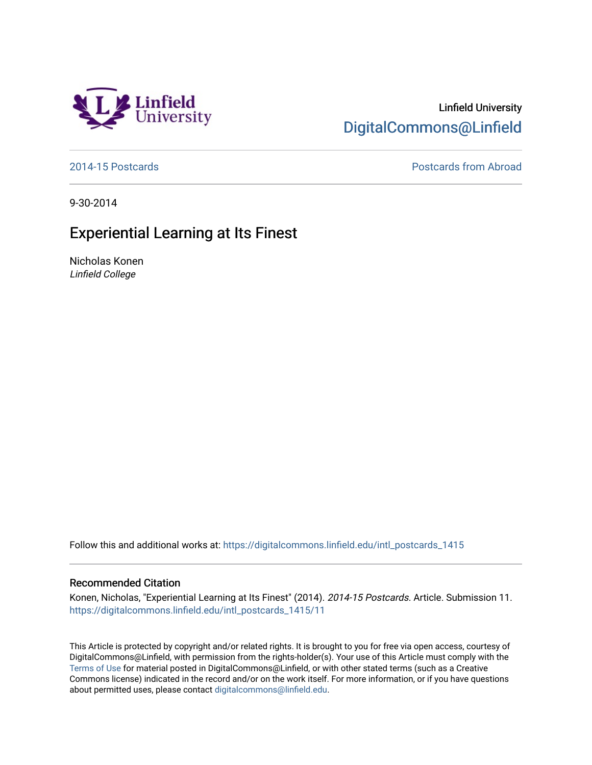Linfield University

DigitalCommons@Linfield

2014-15 Postcards

Postcards from Abroad

9-30-2014

# Experiential Learning at Its Finest

Nicholas Konen

*Linfield College*

Follow this and additional works at: https://digitalcommons.linfield.edu/intl_postcards_1415

## Recommended Citation

Konen, Nicholas, "Experiential Learning at Its Finest" (2014). *2014-15 Postcards.* Article. Submission 11.
https://digitalcommons.linfield.edu/intl_postcards_1415/11

This Article is protected by copyright and/or related rights. It is brought to you for free via open access, courtesy of DigitalCommons@Linfield, with permission from the rights-holder(s). Your use of this Article must comply with the Terms of Use for material posted in DigitalCommons@Linfield, or with other stated terms (such as a Creative Commons license) indicated in the record and/or on the work itself. For more information, or if you have questions about permitted uses, please contact digitalcommons@linfield.edu.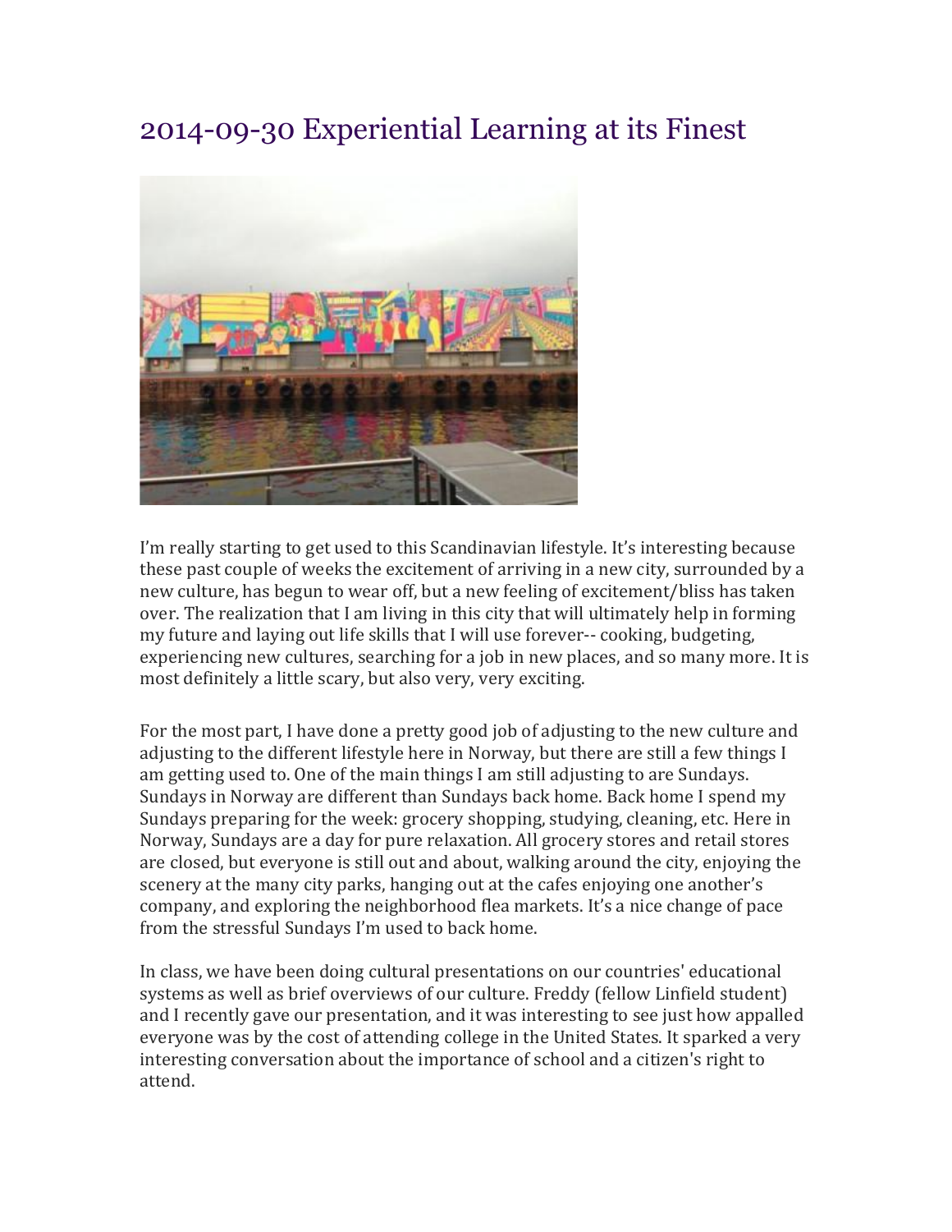# 2014-09-30 Experiential Learning at its Finest

I'm really starting to get used to this Scandinavian lifestyle. It's interesting because these past couple of weeks the excitement of arriving in a new city, surrounded by a new culture, has begun to wear off, but a new feeling of excitement/bliss has taken over. The realization that I am living in this city that will ultimately help in forming my future and laying out life skills that I will use forever-- cooking, budgeting, experiencing new cultures, searching for a job in new places, and so many more. It is most definitely a little scary, but also very, very exciting.

For the most part, I have done a pretty good job of adjusting to the new culture and adjusting to the different lifestyle here in Norway, but there are still a few things I am getting used to. One of the main things I am still adjusting to are Sundays. Sundays in Norway are different than Sundays back home. Back home I spend my Sundays preparing for the week: grocery shopping, studying, cleaning, etc. Here in Norway, Sundays are a day for pure relaxation. All grocery stores and retail stores are closed, but everyone is still out and about, walking around the city, enjoying the scenery at the many city parks, hanging out at the cafes enjoying one another's company, and exploring the neighborhood flea markets. It's a nice change of pace from the stressful Sundays I'm used to back home.

In class, we have been doing cultural presentations on our countries' educational systems as well as brief overviews of our culture. Freddy (fellow Linfield student) and I recently gave our presentation, and it was interesting to see just how appalled everyone was by the cost of attending college in the United States. It sparked a very interesting conversation about the importance of school and a citizen's right to attend.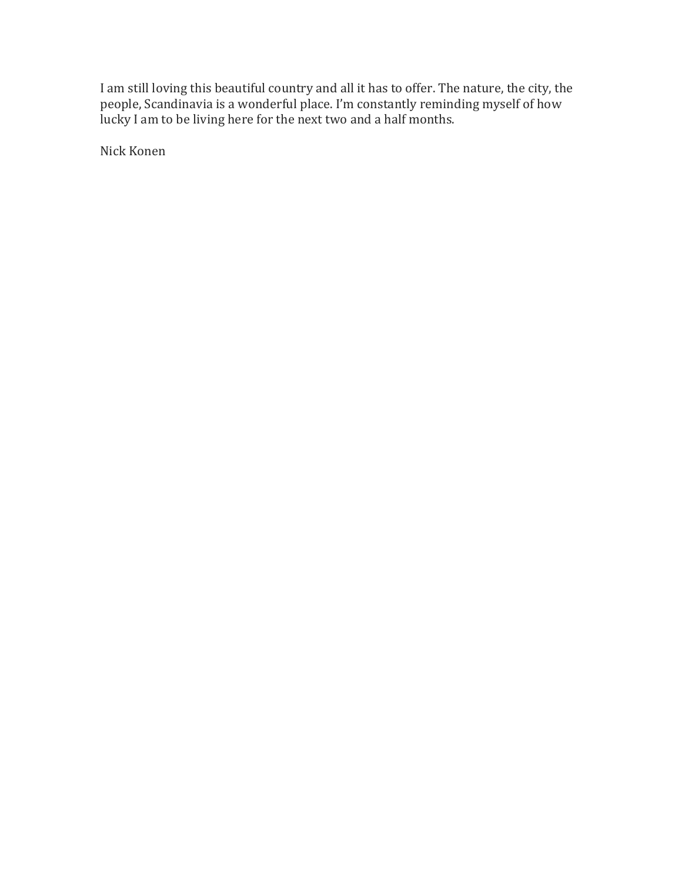I am still loving this beautiful country and all it has to offer. The nature, the city, the people, Scandinavia is a wonderful place. I'm constantly reminding myself of how lucky I am to be living here for the next two and a half months.

Nick Konen